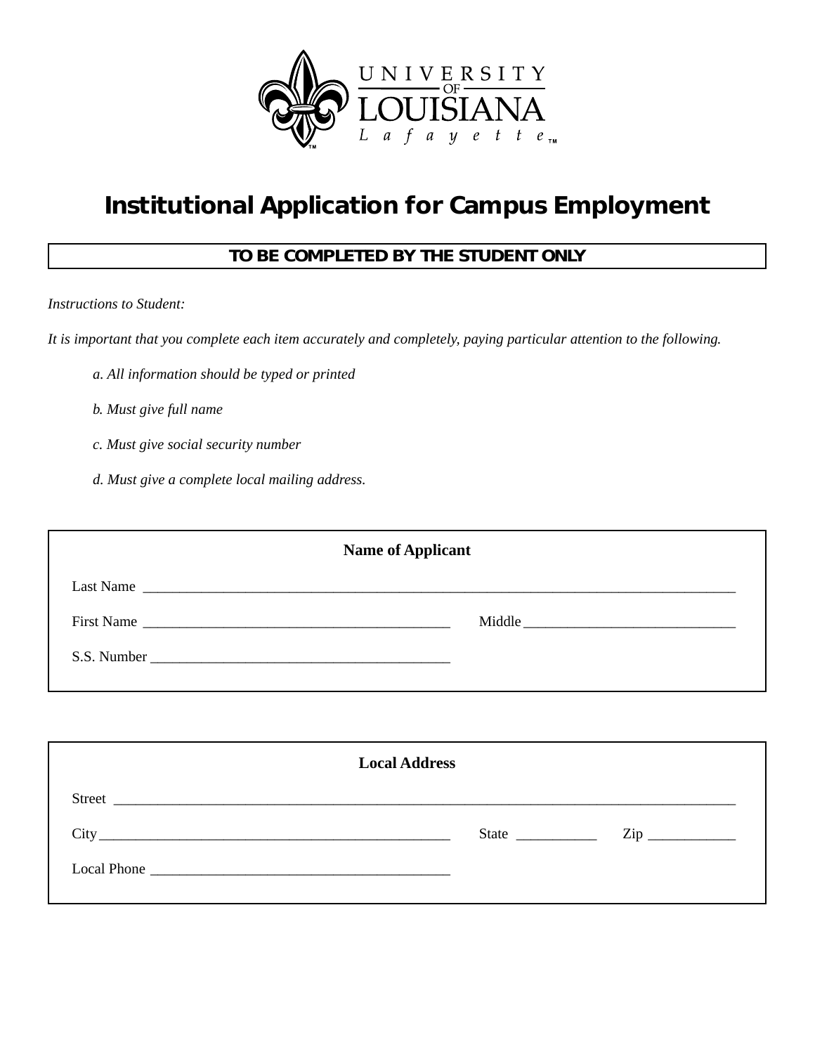UNIVERSITY OF LOUISIANA Lafayette

# Institutional Application for Campus Employment

**TO BE COMPLETED BY THE STUDENT ONLY**

*Instructions to Student:*

*It is important that you complete each item accurately and completely, paying particular attention to the following.*

*a. All information should be typed or printed*

*b. Must give full name*

*c. Must give social security number*

*d. Must give a complete local mailing address.*

**Name of Applicant**

Last Name ______________________________________________________________________________

First Name ________________________________________ Middle ____________________________

S.S. Number ________________________________________

**Local Address**

Street ________________________________________________________________________________

City ______________________________________________ State ___________ Zip ____________

Local Phone ________________________________________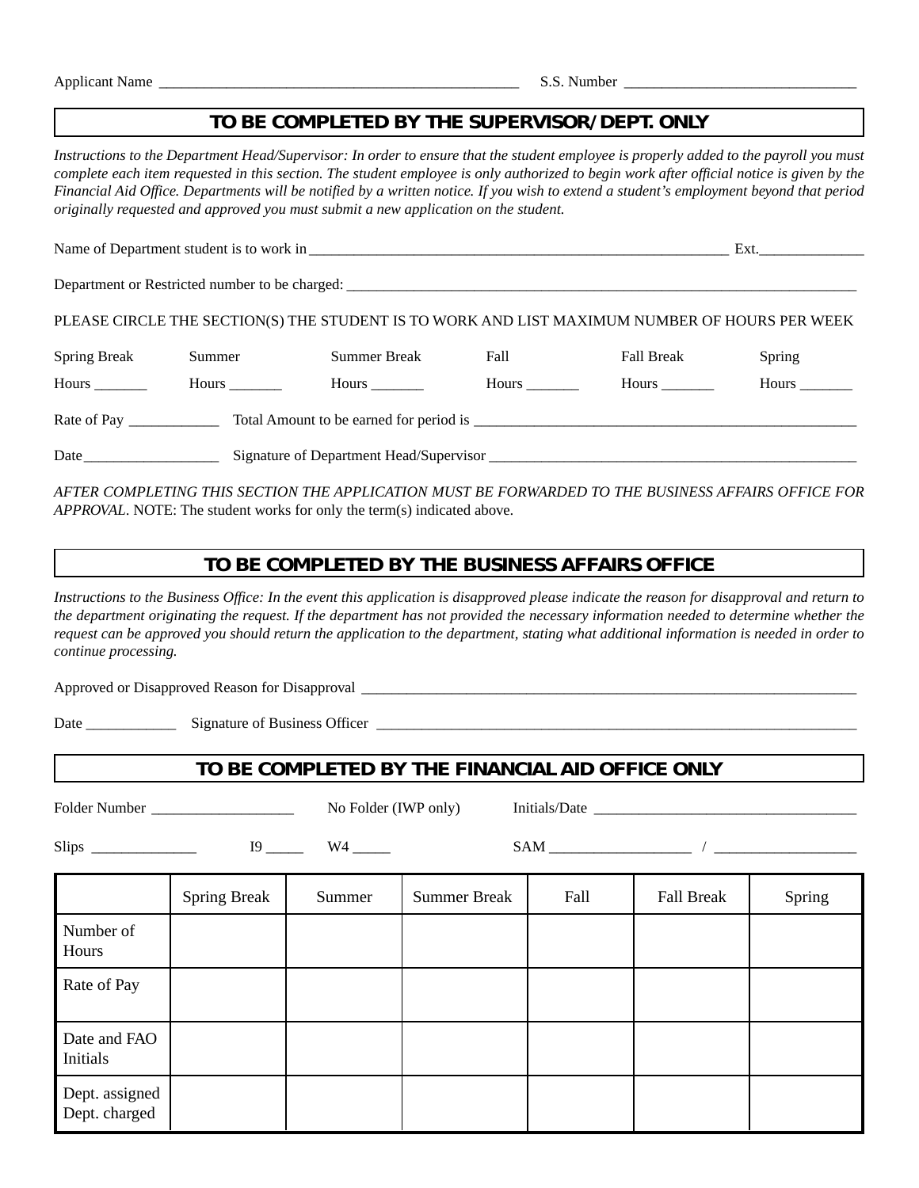Applicant Name ______________________________________________ S.S. Number ______________________________

## TO BE COMPLETED BY THE SUPERVISOR/DEPT. ONLY

*Instructions to the Department Head/Supervisor: In order to ensure that the student employee is properly added to the payroll you must complete each item requested in this section. The student employee is only authorized to begin work after official notice is given by the Financial Aid Office. Departments will be notified by a written notice. If you wish to extend a student's employment beyond that period originally requested and approved you must submit a new application on the student.*

Name of Department student is to work in _______________________________________________________ Ext.______________

Department or Restricted number to be charged: __________________________________________________________________________

PLEASE CIRCLE THE SECTION(S) THE STUDENT IS TO WORK AND LIST MAXIMUM NUMBER OF HOURS PER WEEK

Spring Break Hours _______ Summer Hours _______ Summer Break Hours _______ Fall Hours _______ Fall Break Hours _______ Spring Hours _______

Rate of Pay ____________ Total Amount to be earned for period is ______________________________________________________

Date__________________ Signature of Department Head/Supervisor __________________________________________________

*AFTER COMPLETING THIS SECTION THE APPLICATION MUST BE FORWARDED TO THE BUSINESS AFFAIRS OFFICE FOR APPROVAL*. NOTE: The student works for only the term(s) indicated above.

## TO BE COMPLETED BY THE BUSINESS AFFAIRS OFFICE

*Instructions to the Business Office: In the event this application is disapproved please indicate the reason for disapproval and return to the department originating the request. If the department has not provided the necessary information needed to determine whether the request can be approved you should return the application to the department, stating what additional information is needed in order to continue processing.*

Approved or Disapproved Reason for Disapproval ______________________________________________________________________

Date ____________ Signature of Business Officer ____________________________________________________________________

## TO BE COMPLETED BY THE FINANCIAL AID OFFICE ONLY

Folder Number ___________________ No Folder (IWP only) Initials/Date ___________________________________

Slips ______________ I9 _____ W4 _____ SAM ___________________ / ___________________

| | Spring Break | Summer | Summer Break | Fall | Fall Break | Spring |
|---|---|---|---|---|---|---|
| Number of Hours | | | | | | |
| Rate of Pay | | | | | | |
| Date and FAO Initials | | | | | | |
| Dept. assigned Dept. charged | | | | | | |